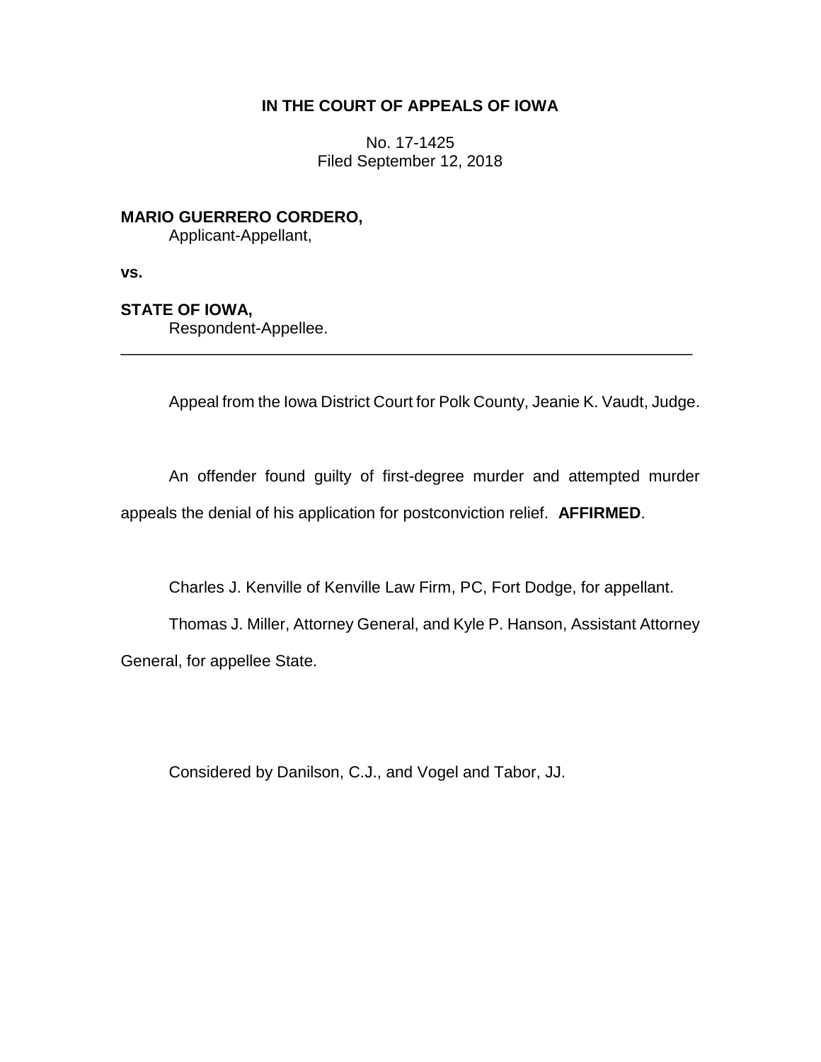# IN THE COURT OF APPEALS OF IOWA

No. 17-1425
Filed September 12, 2018

**MARIO GUERRERO CORDERO,**
Applicant-Appellant,

**vs.**

**STATE OF IOWA,**
Respondent-Appellee.

---

Appeal from the Iowa District Court for Polk County, Jeanie K. Vaudt, Judge.

An offender found guilty of first-degree murder and attempted murder appeals the denial of his application for postconviction relief. **AFFIRMED**.

Charles J. Kenville of Kenville Law Firm, PC, Fort Dodge, for appellant.

Thomas J. Miller, Attorney General, and Kyle P. Hanson, Assistant Attorney General, for appellee State.

Considered by Danilson, C.J., and Vogel and Tabor, JJ.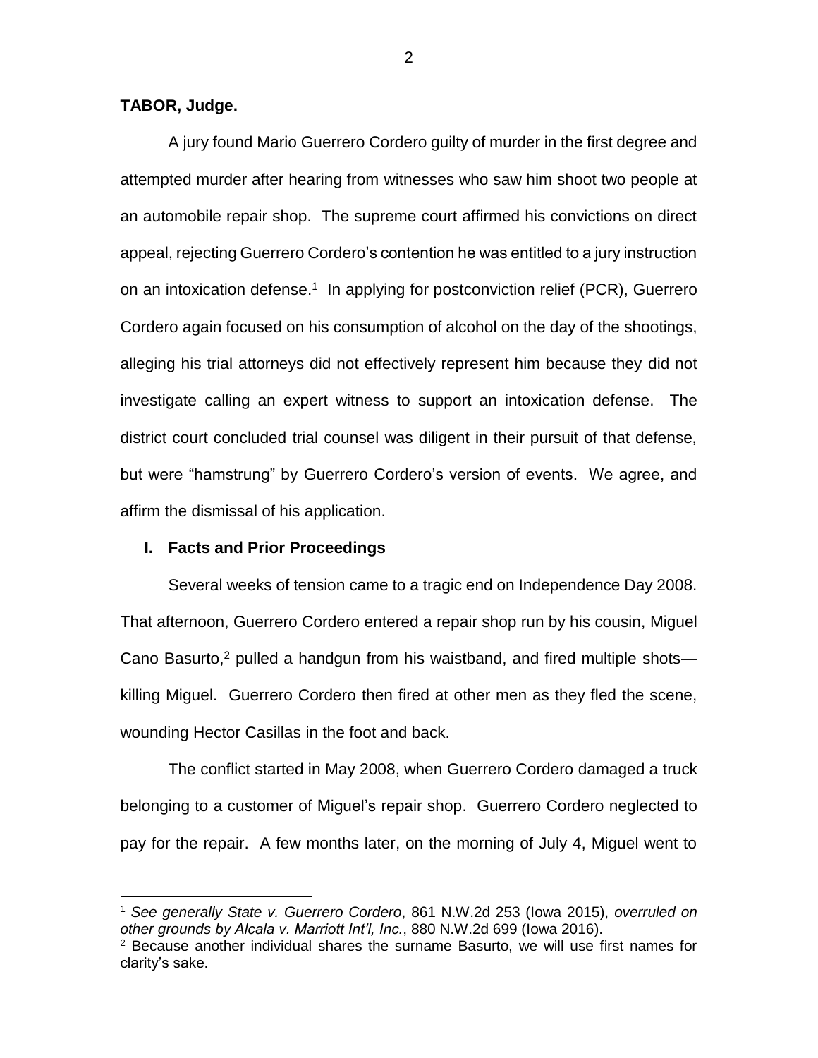**TABOR, Judge.**

A jury found Mario Guerrero Cordero guilty of murder in the first degree and attempted murder after hearing from witnesses who saw him shoot two people at an automobile repair shop. The supreme court affirmed his convictions on direct appeal, rejecting Guerrero Cordero's contention he was entitled to a jury instruction on an intoxication defense.[1] In applying for postconviction relief (PCR), Guerrero Cordero again focused on his consumption of alcohol on the day of the shootings, alleging his trial attorneys did not effectively represent him because they did not investigate calling an expert witness to support an intoxication defense. The district court concluded trial counsel was diligent in their pursuit of that defense, but were "hamstrung" by Guerrero Cordero's version of events. We agree, and affirm the dismissal of his application.

## I. Facts and Prior Proceedings

Several weeks of tension came to a tragic end on Independence Day 2008. That afternoon, Guerrero Cordero entered a repair shop run by his cousin, Miguel Cano Basurto,[2] pulled a handgun from his waistband, and fired multiple shots—killing Miguel. Guerrero Cordero then fired at other men as they fled the scene, wounding Hector Casillas in the foot and back.

The conflict started in May 2008, when Guerrero Cordero damaged a truck belonging to a customer of Miguel's repair shop. Guerrero Cordero neglected to pay for the repair. A few months later, on the morning of July 4, Miguel went to

---

[1] *See generally State v. Guerrero Cordero*, 861 N.W.2d 253 (Iowa 2015), *overruled on other grounds by Alcala v. Marriott Int'l, Inc.*, 880 N.W.2d 699 (Iowa 2016).

[2] Because another individual shares the surname Basurto, we will use first names for clarity's sake.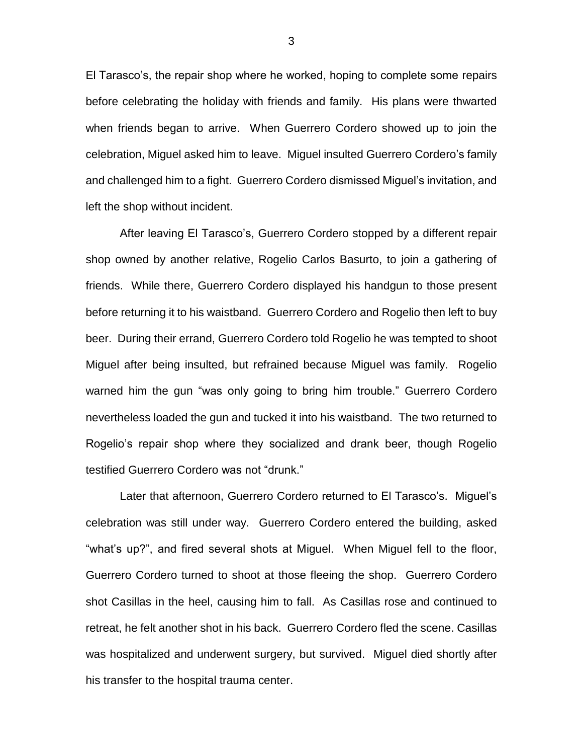El Tarasco's, the repair shop where he worked, hoping to complete some repairs before celebrating the holiday with friends and family. His plans were thwarted when friends began to arrive. When Guerrero Cordero showed up to join the celebration, Miguel asked him to leave. Miguel insulted Guerrero Cordero's family and challenged him to a fight. Guerrero Cordero dismissed Miguel's invitation, and left the shop without incident.

After leaving El Tarasco's, Guerrero Cordero stopped by a different repair shop owned by another relative, Rogelio Carlos Basurto, to join a gathering of friends. While there, Guerrero Cordero displayed his handgun to those present before returning it to his waistband. Guerrero Cordero and Rogelio then left to buy beer. During their errand, Guerrero Cordero told Rogelio he was tempted to shoot Miguel after being insulted, but refrained because Miguel was family. Rogelio warned him the gun "was only going to bring him trouble." Guerrero Cordero nevertheless loaded the gun and tucked it into his waistband. The two returned to Rogelio's repair shop where they socialized and drank beer, though Rogelio testified Guerrero Cordero was not "drunk."

Later that afternoon, Guerrero Cordero returned to El Tarasco's. Miguel's celebration was still under way. Guerrero Cordero entered the building, asked "what's up?", and fired several shots at Miguel. When Miguel fell to the floor, Guerrero Cordero turned to shoot at those fleeing the shop. Guerrero Cordero shot Casillas in the heel, causing him to fall. As Casillas rose and continued to retreat, he felt another shot in his back. Guerrero Cordero fled the scene. Casillas was hospitalized and underwent surgery, but survived. Miguel died shortly after his transfer to the hospital trauma center.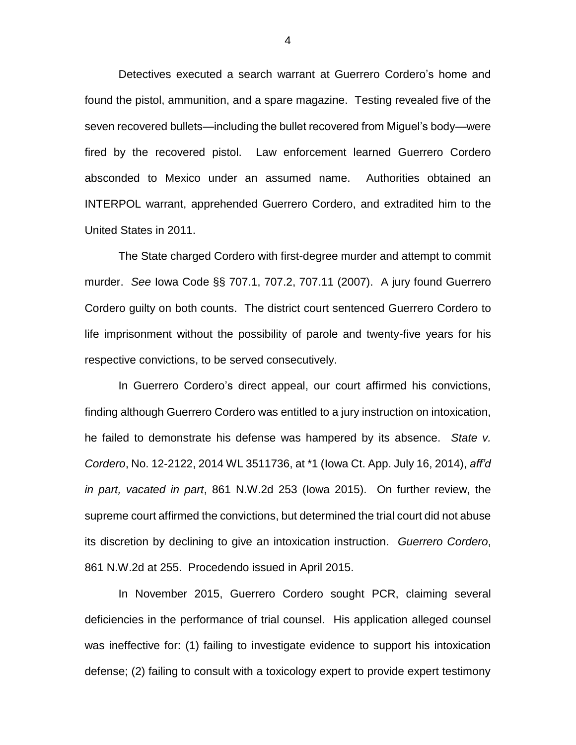Detectives executed a search warrant at Guerrero Cordero's home and found the pistol, ammunition, and a spare magazine. Testing revealed five of the seven recovered bullets—including the bullet recovered from Miguel's body—were fired by the recovered pistol. Law enforcement learned Guerrero Cordero absconded to Mexico under an assumed name. Authorities obtained an INTERPOL warrant, apprehended Guerrero Cordero, and extradited him to the United States in 2011.

The State charged Cordero with first-degree murder and attempt to commit murder. *See* Iowa Code §§ 707.1, 707.2, 707.11 (2007). A jury found Guerrero Cordero guilty on both counts. The district court sentenced Guerrero Cordero to life imprisonment without the possibility of parole and twenty-five years for his respective convictions, to be served consecutively.

In Guerrero Cordero's direct appeal, our court affirmed his convictions, finding although Guerrero Cordero was entitled to a jury instruction on intoxication, he failed to demonstrate his defense was hampered by its absence. *State v. Cordero*, No. 12-2122, 2014 WL 3511736, at *1 (Iowa Ct. App. July 16, 2014), *aff'd in part, vacated in part*, 861 N.W.2d 253 (Iowa 2015). On further review, the supreme court affirmed the convictions, but determined the trial court did not abuse its discretion by declining to give an intoxication instruction. *Guerrero Cordero*, 861 N.W.2d at 255. Procedendo issued in April 2015.

In November 2015, Guerrero Cordero sought PCR, claiming several deficiencies in the performance of trial counsel. His application alleged counsel was ineffective for: (1) failing to investigate evidence to support his intoxication defense; (2) failing to consult with a toxicology expert to provide expert testimony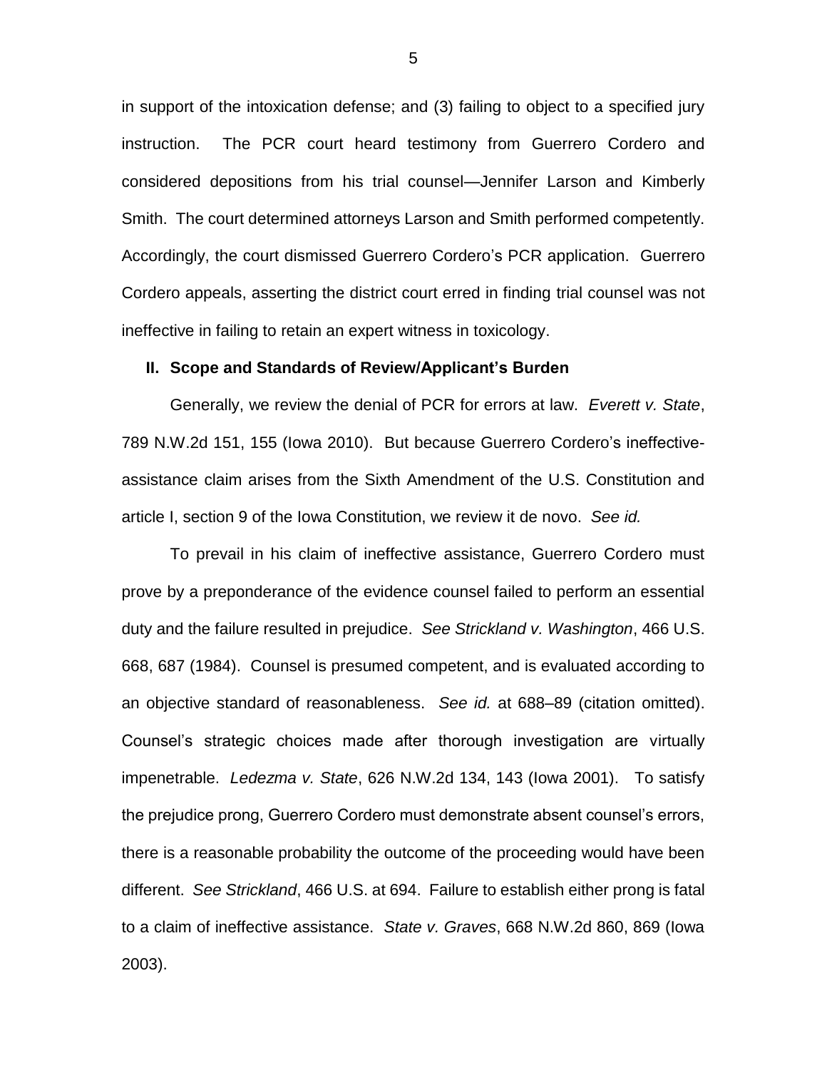in support of the intoxication defense; and (3) failing to object to a specified jury instruction. The PCR court heard testimony from Guerrero Cordero and considered depositions from his trial counsel—Jennifer Larson and Kimberly Smith. The court determined attorneys Larson and Smith performed competently. Accordingly, the court dismissed Guerrero Cordero's PCR application. Guerrero Cordero appeals, asserting the district court erred in finding trial counsel was not ineffective in failing to retain an expert witness in toxicology.

## II. Scope and Standards of Review/Applicant's Burden

Generally, we review the denial of PCR for errors at law. *Everett v. State*, 789 N.W.2d 151, 155 (Iowa 2010). But because Guerrero Cordero's ineffective-assistance claim arises from the Sixth Amendment of the U.S. Constitution and article I, section 9 of the Iowa Constitution, we review it de novo. *See id.*

To prevail in his claim of ineffective assistance, Guerrero Cordero must prove by a preponderance of the evidence counsel failed to perform an essential duty and the failure resulted in prejudice. *See Strickland v. Washington*, 466 U.S. 668, 687 (1984). Counsel is presumed competent, and is evaluated according to an objective standard of reasonableness. *See id.* at 688–89 (citation omitted). Counsel's strategic choices made after thorough investigation are virtually impenetrable. *Ledezma v. State*, 626 N.W.2d 134, 143 (Iowa 2001). To satisfy the prejudice prong, Guerrero Cordero must demonstrate absent counsel's errors, there is a reasonable probability the outcome of the proceeding would have been different. *See Strickland*, 466 U.S. at 694. Failure to establish either prong is fatal to a claim of ineffective assistance. *State v. Graves*, 668 N.W.2d 860, 869 (Iowa 2003).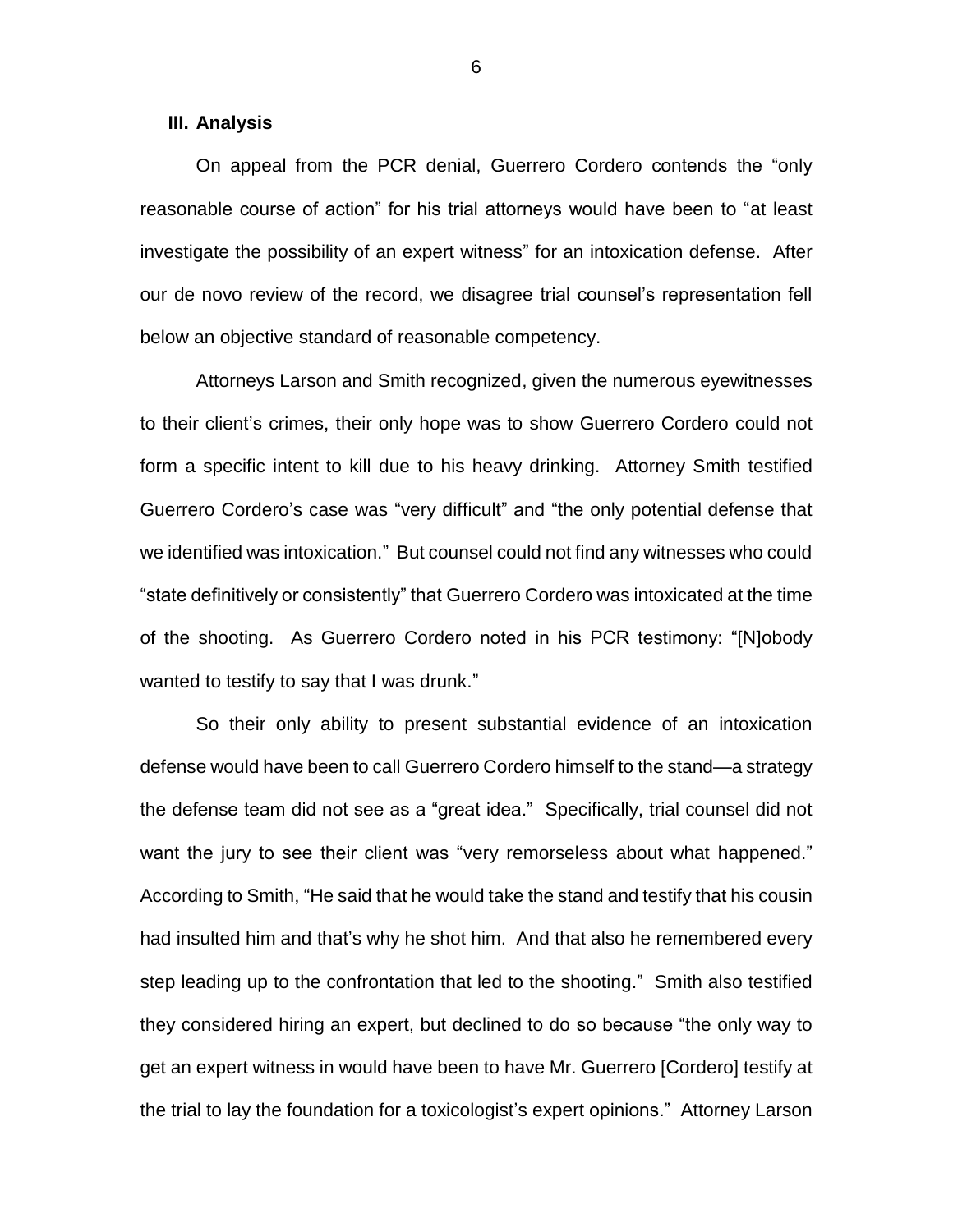### III. Analysis

On appeal from the PCR denial, Guerrero Cordero contends the "only reasonable course of action" for his trial attorneys would have been to "at least investigate the possibility of an expert witness" for an intoxication defense. After our de novo review of the record, we disagree trial counsel's representation fell below an objective standard of reasonable competency.

Attorneys Larson and Smith recognized, given the numerous eyewitnesses to their client's crimes, their only hope was to show Guerrero Cordero could not form a specific intent to kill due to his heavy drinking. Attorney Smith testified Guerrero Cordero's case was "very difficult" and "the only potential defense that we identified was intoxication." But counsel could not find any witnesses who could "state definitively or consistently" that Guerrero Cordero was intoxicated at the time of the shooting. As Guerrero Cordero noted in his PCR testimony: "[N]obody wanted to testify to say that I was drunk."

So their only ability to present substantial evidence of an intoxication defense would have been to call Guerrero Cordero himself to the stand—a strategy the defense team did not see as a "great idea." Specifically, trial counsel did not want the jury to see their client was "very remorseless about what happened." According to Smith, "He said that he would take the stand and testify that his cousin had insulted him and that's why he shot him. And that also he remembered every step leading up to the confrontation that led to the shooting." Smith also testified they considered hiring an expert, but declined to do so because "the only way to get an expert witness in would have been to have Mr. Guerrero [Cordero] testify at the trial to lay the foundation for a toxicologist's expert opinions." Attorney Larson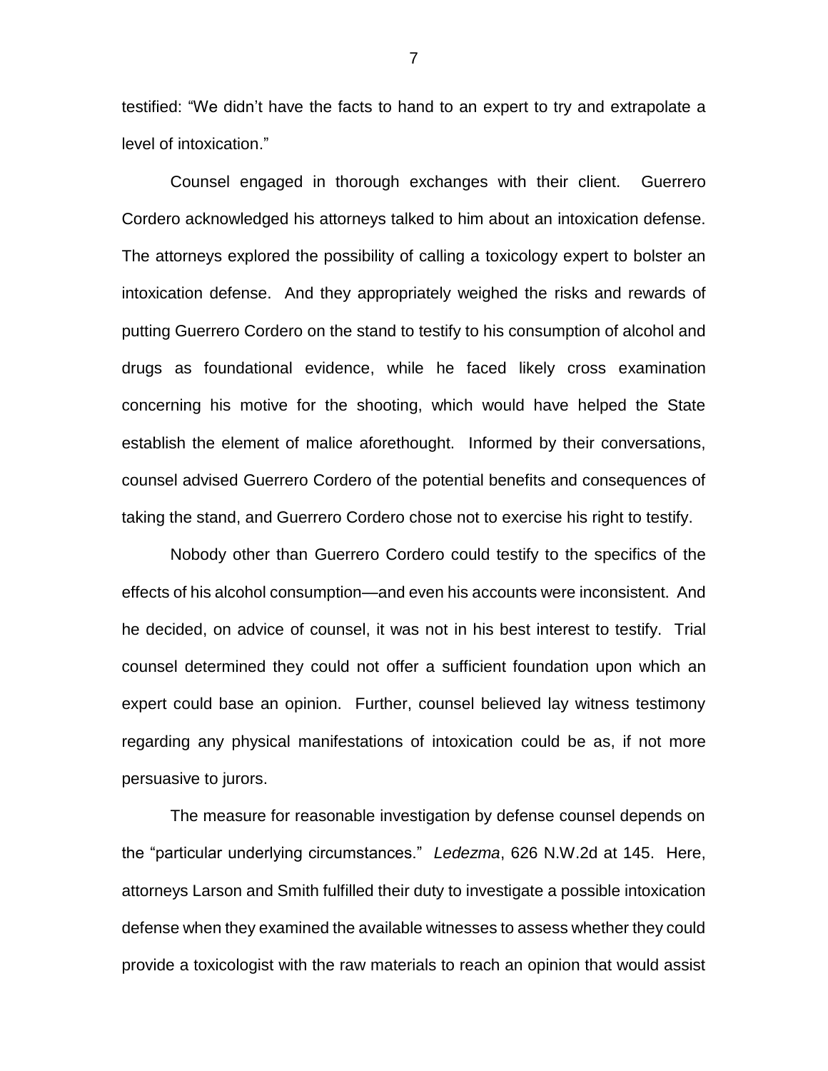testified: "We didn't have the facts to hand to an expert to try and extrapolate a level of intoxication."

Counsel engaged in thorough exchanges with their client. Guerrero Cordero acknowledged his attorneys talked to him about an intoxication defense. The attorneys explored the possibility of calling a toxicology expert to bolster an intoxication defense. And they appropriately weighed the risks and rewards of putting Guerrero Cordero on the stand to testify to his consumption of alcohol and drugs as foundational evidence, while he faced likely cross examination concerning his motive for the shooting, which would have helped the State establish the element of malice aforethought. Informed by their conversations, counsel advised Guerrero Cordero of the potential benefits and consequences of taking the stand, and Guerrero Cordero chose not to exercise his right to testify.

Nobody other than Guerrero Cordero could testify to the specifics of the effects of his alcohol consumption—and even his accounts were inconsistent. And he decided, on advice of counsel, it was not in his best interest to testify. Trial counsel determined they could not offer a sufficient foundation upon which an expert could base an opinion. Further, counsel believed lay witness testimony regarding any physical manifestations of intoxication could be as, if not more persuasive to jurors.

The measure for reasonable investigation by defense counsel depends on the "particular underlying circumstances." *Ledezma*, 626 N.W.2d at 145. Here, attorneys Larson and Smith fulfilled their duty to investigate a possible intoxication defense when they examined the available witnesses to assess whether they could provide a toxicologist with the raw materials to reach an opinion that would assist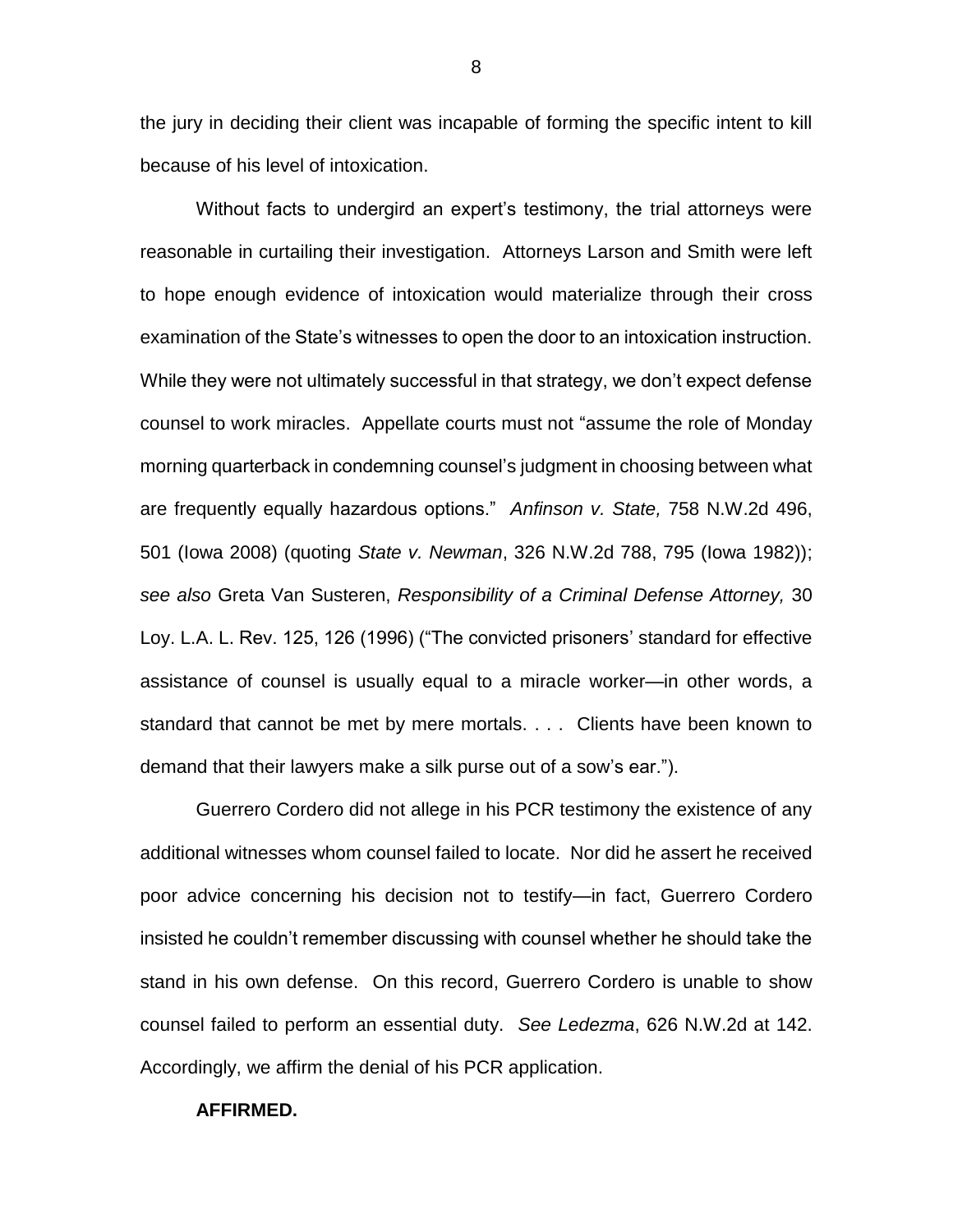the jury in deciding their client was incapable of forming the specific intent to kill because of his level of intoxication.

Without facts to undergird an expert's testimony, the trial attorneys were reasonable in curtailing their investigation. Attorneys Larson and Smith were left to hope enough evidence of intoxication would materialize through their cross examination of the State's witnesses to open the door to an intoxication instruction. While they were not ultimately successful in that strategy, we don't expect defense counsel to work miracles. Appellate courts must not "assume the role of Monday morning quarterback in condemning counsel's judgment in choosing between what are frequently equally hazardous options." *Anfinson v. State,* 758 N.W.2d 496, 501 (Iowa 2008) (quoting *State v. Newman*, 326 N.W.2d 788, 795 (Iowa 1982)); *see also* Greta Van Susteren, *Responsibility of a Criminal Defense Attorney,* 30 Loy. L.A. L. Rev. 125, 126 (1996) ("The convicted prisoners' standard for effective assistance of counsel is usually equal to a miracle worker—in other words, a standard that cannot be met by mere mortals. . . . Clients have been known to demand that their lawyers make a silk purse out of a sow's ear.").

Guerrero Cordero did not allege in his PCR testimony the existence of any additional witnesses whom counsel failed to locate. Nor did he assert he received poor advice concerning his decision not to testify—in fact, Guerrero Cordero insisted he couldn't remember discussing with counsel whether he should take the stand in his own defense. On this record, Guerrero Cordero is unable to show counsel failed to perform an essential duty. *See Ledezma*, 626 N.W.2d at 142. Accordingly, we affirm the denial of his PCR application.

**AFFIRMED.**